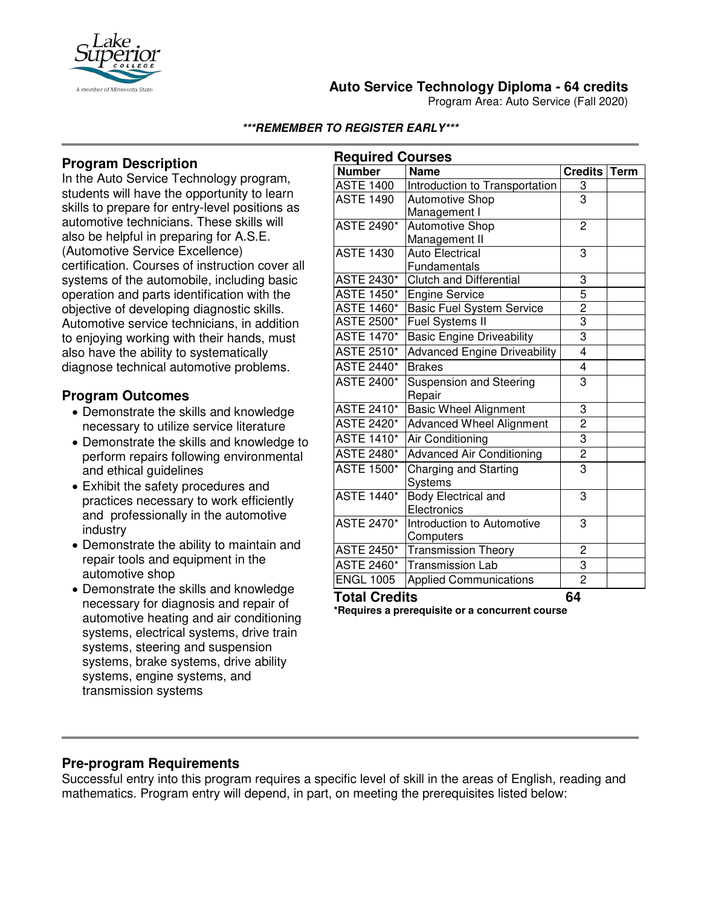# Auto Service Technology Diploma - 64 credits

Program Area: Auto Service (Fall 2020)

***REMEMBER TO REGISTER EARLY***

## Program Description

In the Auto Service Technology program, students will have the opportunity to learn skills to prepare for entry-level positions as automotive technicians. These skills will also be helpful in preparing for A.S.E. (Automotive Service Excellence) certification. Courses of instruction cover all systems of the automobile, including basic operation and parts identification with the objective of developing diagnostic skills. Automotive service technicians, in addition to enjoying working with their hands, must also have the ability to systematically diagnose technical automotive problems.

## Program Outcomes

- Demonstrate the skills and knowledge necessary to utilize service literature
- Demonstrate the skills and knowledge to perform repairs following environmental and ethical guidelines
- Exhibit the safety procedures and practices necessary to work efficiently and professionally in the automotive industry
- Demonstrate the ability to maintain and repair tools and equipment in the automotive shop
- Demonstrate the skills and knowledge necessary for diagnosis and repair of automotive heating and air conditioning systems, electrical systems, drive train systems, steering and suspension systems, brake systems, drive ability systems, engine systems, and transmission systems

## Required Courses

| Number | Name | Credits | Term |
|---|---|---|---|
| ASTE 1400 | Introduction to Transportation | 3 | |
| ASTE 1490 | Automotive Shop Management I | 3 | |
| ASTE 2490* | Automotive Shop Management II | 2 | |
| ASTE 1430 | Auto Electrical Fundamentals | 3 | |
| ASTE 2430* | Clutch and Differential | 3 | |
| ASTE 1450* | Engine Service | 5 | |
| ASTE 1460* | Basic Fuel System Service | 2 | |
| ASTE 2500* | Fuel Systems II | 3 | |
| ASTE 1470* | Basic Engine Driveability | 3 | |
| ASTE 2510* | Advanced Engine Driveability | 4 | |
| ASTE 2440* | Brakes | 4 | |
| ASTE 2400* | Suspension and Steering Repair | 3 | |
| ASTE 2410* | Basic Wheel Alignment | 3 | |
| ASTE 2420* | Advanced Wheel Alignment | 2 | |
| ASTE 1410* | Air Conditioning | 3 | |
| ASTE 2480* | Advanced Air Conditioning | 2 | |
| ASTE 1500* | Charging and Starting Systems | 3 | |
| ASTE 1440* | Body Electrical and Electronics | 3 | |
| ASTE 2470* | Introduction to Automotive Computers | 3 | |
| ASTE 2450* | Transmission Theory | 2 | |
| ASTE 2460* | Transmission Lab | 3 | |
| ENGL 1005 | Applied Communications | 2 | |
| **Total Credits** | | **64** | |

***Requires a prerequisite or a concurrent course**

## Pre-program Requirements

Successful entry into this program requires a specific level of skill in the areas of English, reading and mathematics. Program entry will depend, in part, on meeting the prerequisites listed below: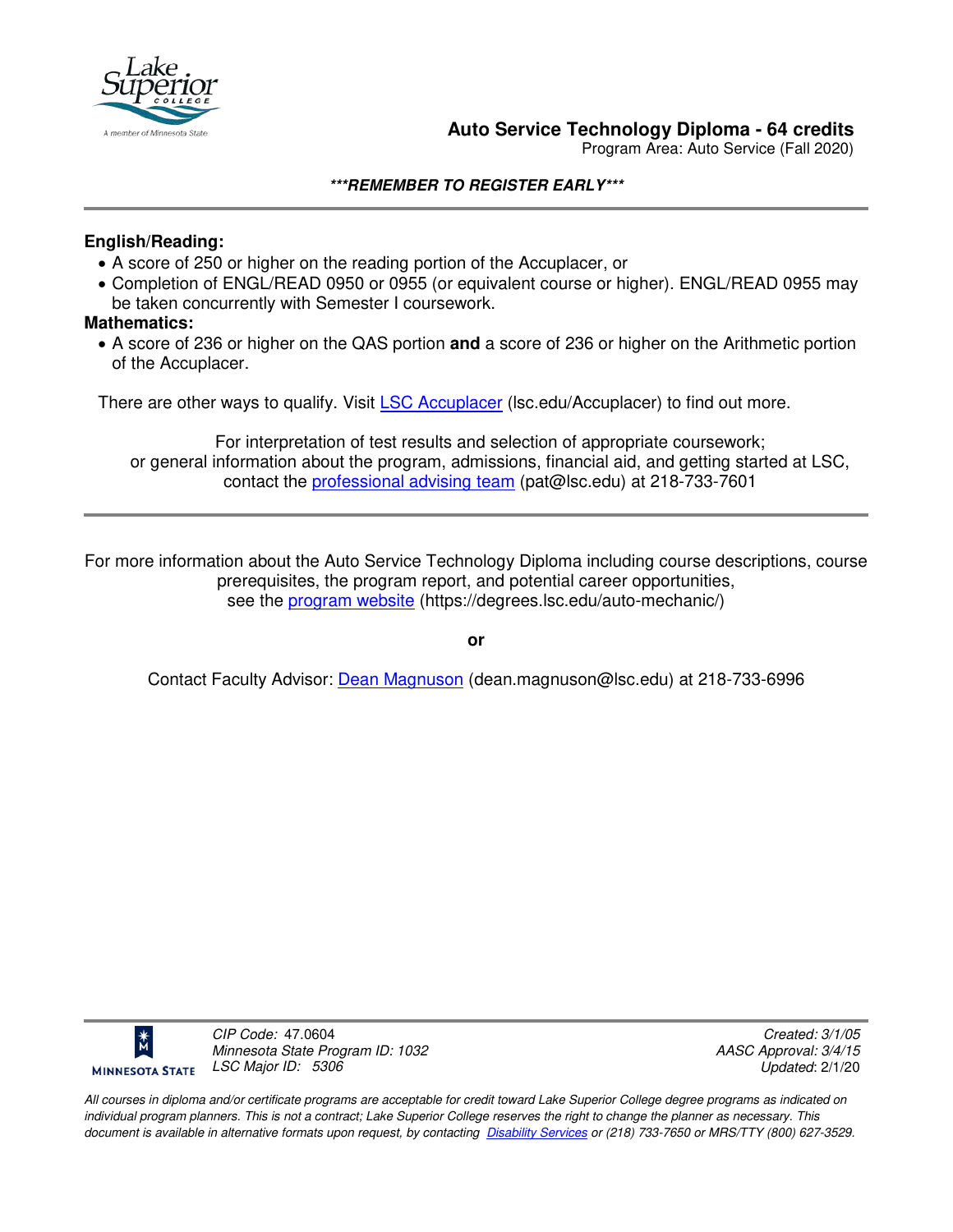**Auto Service Technology Diploma - 64 credits**
Program Area: Auto Service (Fall 2020)

***REMEMBER TO REGISTER EARLY***

**English/Reading:**

- A score of 250 or higher on the reading portion of the Accuplacer, or
- Completion of ENGL/READ 0950 or 0955 (or equivalent course or higher). ENGL/READ 0955 may be taken concurrently with Semester I coursework.

**Mathematics:**

- A score of 236 or higher on the QAS portion **and** a score of 236 or higher on the Arithmetic portion of the Accuplacer.

There are other ways to qualify. Visit LSC Accuplacer (lsc.edu/Accuplacer) to find out more.

For interpretation of test results and selection of appropriate coursework; or general information about the program, admissions, financial aid, and getting started at LSC, contact the professional advising team (pat@lsc.edu) at 218-733-7601

For more information about the Auto Service Technology Diploma including course descriptions, course prerequisites, the program report, and potential career opportunities, see the program website (https://degrees.lsc.edu/auto-mechanic/)

**or**

Contact Faculty Advisor: Dean Magnuson (dean.magnuson@lsc.edu) at 218-733-6996

*CIP Code:* 47.0604
*Minnesota State Program ID: 1032*
*LSC Major ID: 5306*

*Created: 3/1/05*
*AASC Approval: 3/4/15*
*Updated*: 2/1/20

*All courses in diploma and/or certificate programs are acceptable for credit toward Lake Superior College degree programs as indicated on individual program planners. This is not a contract; Lake Superior College reserves the right to change the planner as necessary. This document is available in alternative formats upon request, by contacting Disability Services or (218) 733-7650 or MRS/TTY (800) 627-3529.*